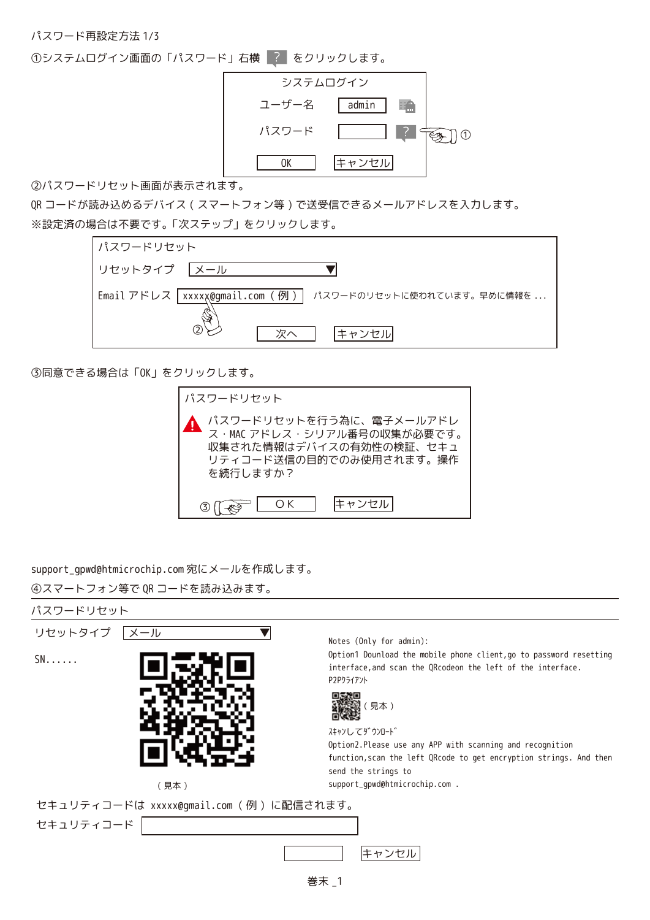パスワード再設定方法 1/3

①システムログイン画面の「パスワード」右横 ? をクリックします。

システムログイン

ユーザー名 admin

パスワード ? ①

OK キャンセル

②パスワードリセット画面が表示されます。

QR コードが読み込めるデバイス ( スマートフォン等 ) で送受信できるメールアドレスを入力します。

※設定済の場合は不要です。「次ステップ」をクリックします。

パスワードリセット

リセットタイプ メール

Email アドレス xxxxx@gmail.com ( 例 ) パスワードのリセットに使われています。早めに情報を ...

② 次へ キャンセル

③同意できる場合は「OK」をクリックします。

パスワードリセット

パスワードリセットを行う為に、電子メールアドレス・MAC アドレス・シリアル番号の収集が必要です。収集された情報はデバイスの有効性の検証、セキュリティコード送信の目的でのみ使用されます。操作を続行しますか？

③ ＯＫ キャンセル

support_gpwd@htmicrochip.com 宛にメールを作成します。

④スマートフォン等で QR コードを読み込みます。

パスワードリセット

リセットタイプ メール

SN......

( 見本 )

Notes (Only for admin):

Option1 Dounload the mobile phone client,go to password resetting interface,and scan the QRcodeon the left of the interface.

P2Pｸﾗｲｱﾝﾄ

( 見本 )

ｽｷｬﾝしてﾀﾞｳﾝﾛｰﾄﾞ

Option2.Please use any APP with scanning and recognition function,scan the left QRcode to get encryption strings. And then send the strings to support_gpwd@htmicrochip.com .

セキュリティコードは xxxxx@gmail.com ( 例 ) に配信されます。

セキュリティコード

キャンセル

巻末 _1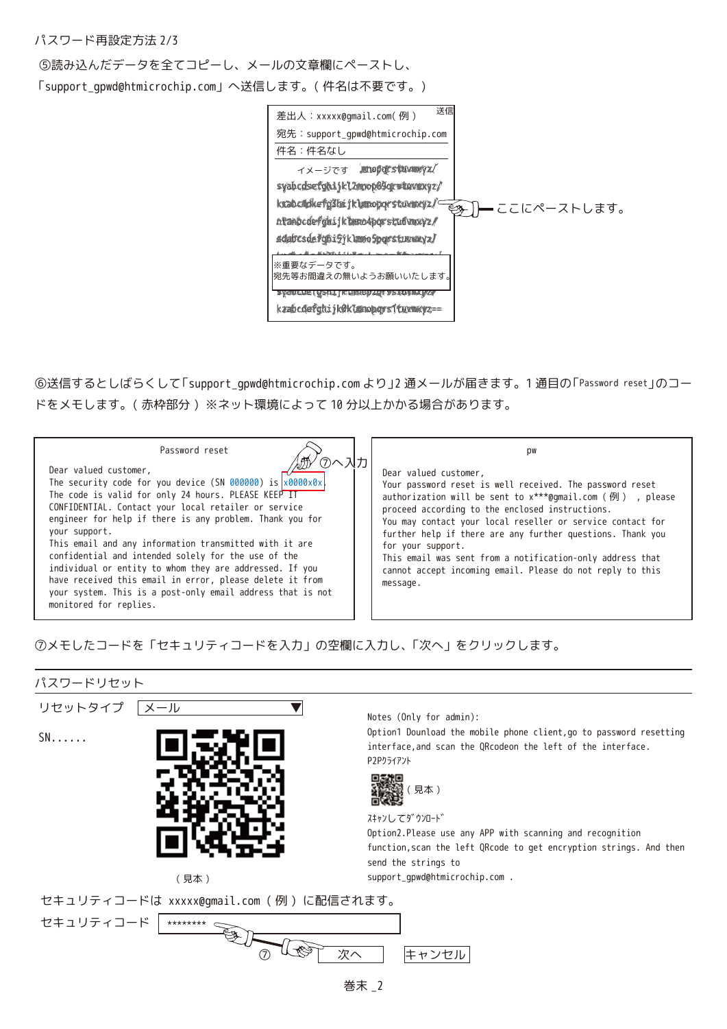パスワード再設定方法 2/3

⑤読み込んだデータを全てコピーし、メールの文章欄にペーストし、
「support_gpwd@htmicrochip.com」へ送信します。（件名は不要です。）

送信

差出人：xxxxx@gmail.com(例)

宛先：support_gpwd@htmicrochip.com

件名：件名なし

イメージです

※重要なデータです。
宛先等お間違えの無いようお願いいたします。

ここにペーストします。

⑥送信するとしばらくして「support_gpwd@htmicrochip.com より」2 通メールが届きます。1 通目の「Password reset」のコードをメモします。（赤枠部分）※ネット環境によって 10 分以上かかる場合があります。

**Password reset**

Dear valued customer,
The security code for you device (SN 000000) is x0000x0x. The code is valid for only 24 hours. PLEASE KEEP IT CONFIDENTIAL. Contact your local retailer or service engineer for help if there is any problem. Thank you for your support.
This email and any information transmitted with it are confidential and intended solely for the use of the individual or entity to whom they are addressed. If you have received this email in error, please delete it from your system. This is a post-only email address that is not monitored for replies.

⑦へ入力

**pw**

Dear valued customer,
Your password reset is well received. The password reset authorization will be sent to x***@gmail.com（例）, please proceed according to the enclosed instructions.
You may contact your local reseller or service contact for further help if there are any further questions. Thank you for your support.
This email was sent from a notification-only address that cannot accept incoming email. Please do not reply to this message.

⑦メモしたコードを「セキュリティコードを入力」の空欄に入力し、「次へ」をクリックします。

パスワードリセット

リセットタイプ　メール

SN......

（見本）

Notes (Only for admin):
Option1 Dounload the mobile phone client,go to password resetting interface,and scan the QRcodeon the left of the interface.
P2Pｸﾗｲｱﾝﾄ

（見本）

ｽｷｬﾝしてﾀﾞｳﾝﾛｰﾄﾞ

Option2.Please use any APP with scanning and recognition function,scan the left QRcode to get encryption strings. And then send the strings to support_gpwd@htmicrochip.com .

セキュリティコードは xxxxx@gmail.com（例）に配信されます。

セキュリティコード　********

⑦　次へ　キャンセル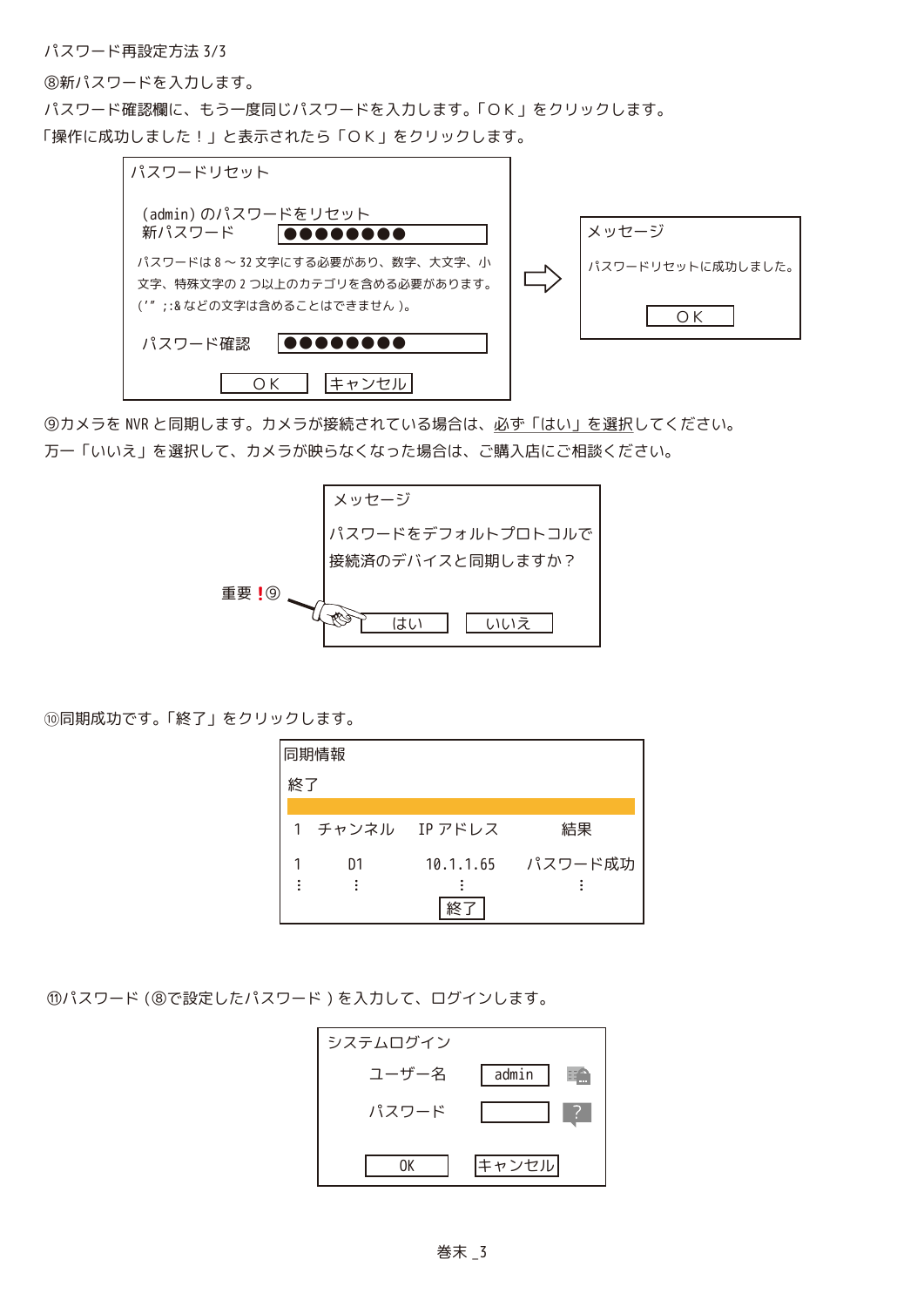パスワード再設定方法 3/3

⑧新パスワードを入力します。
パスワード確認欄に、もう一度同じパスワードを入力します。「ＯＫ」をクリックします。
「操作に成功しました！」と表示されたら「ＯＫ」をクリックします。

パスワードリセット

(admin) のパスワードをリセット
新パスワード ●●●●●●●●

パスワードは 8 〜 32 文字にする必要があり、数字、大文字、小文字、特殊文字の 2 つ以上のカテゴリを含める必要があります。（'" ;:& などの文字は含めることはできません )。

パスワード確認 ●●●●●●●●

ＯＫ　キャンセル

メッセージ

パスワードリセットに成功しました。

ＯＫ

⑨カメラを NVR と同期します。カメラが接続されている場合は、必ず「はい」を選択してください。
万一「いいえ」を選択して、カメラが映らなくなった場合は、ご購入店にご相談ください。

メッセージ

パスワードをデフォルトプロトコルで接続済のデバイスと同期しますか？

重要 !⑨

はい　いいえ

⑩同期成功です。「終了」をクリックします。

同期情報

終了

| 1 | チャンネル | IP アドレス | 結果 |
|---|---|---|---|
| 1 | D1 | 10.1.1.65 | パスワード成功 |
| ⋮ | ⋮ | ⋮ | ⋮ |

終了

⑪パスワード (⑧で設定したパスワード ) を入力して、ログインします。

システムログイン

ユーザー名 admin

パスワード

OK　キャンセル